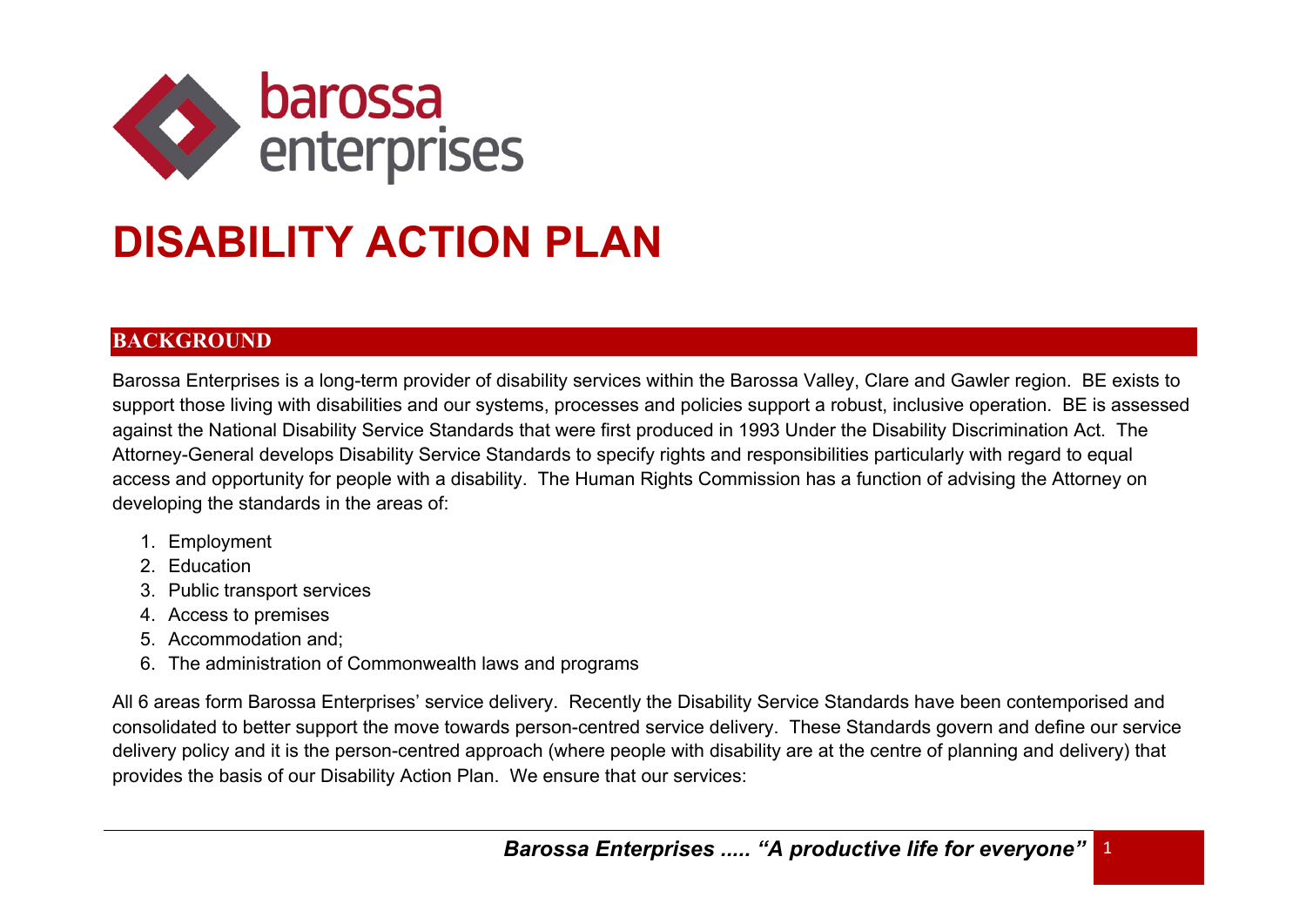barossa enterprises

# DISABILITY ACTION PLAN

## BACKGROUND

Barossa Enterprises is a long-term provider of disability services within the Barossa Valley, Clare and Gawler region. BE exists to support those living with disabilities and our systems, processes and policies support a robust, inclusive operation. BE is assessed against the National Disability Service Standards that were first produced in 1993 Under the Disability Discrimination Act. The Attorney-General develops Disability Service Standards to specify rights and responsibilities particularly with regard to equal access and opportunity for people with a disability. The Human Rights Commission has a function of advising the Attorney on developing the standards in the areas of:

1. Employment
2. Education
3. Public transport services
4. Access to premises
5. Accommodation and;
6. The administration of Commonwealth laws and programs

All 6 areas form Barossa Enterprises' service delivery. Recently the Disability Service Standards have been contemporised and consolidated to better support the move towards person-centred service delivery. These Standards govern and define our service delivery policy and it is the person-centred approach (where people with disability are at the centre of planning and delivery) that provides the basis of our Disability Action Plan. We ensure that our services: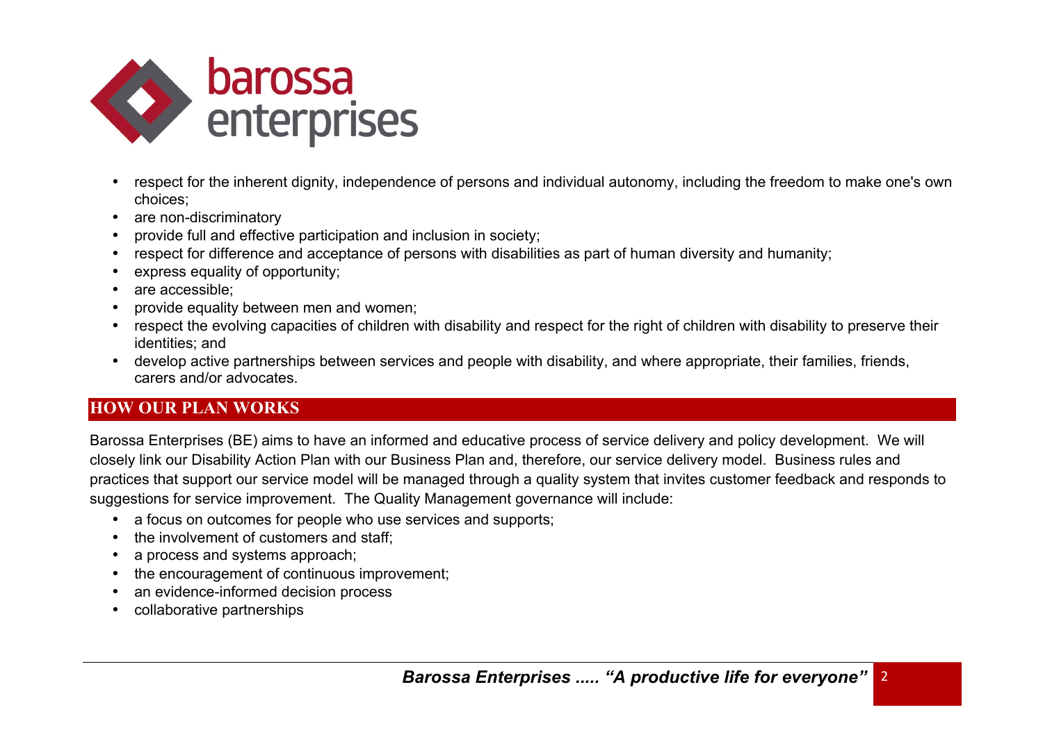- respect for the inherent dignity, independence of persons and individual autonomy, including the freedom to make one's own choices;
- are non-discriminatory
- provide full and effective participation and inclusion in society;
- respect for difference and acceptance of persons with disabilities as part of human diversity and humanity;
- express equality of opportunity;
- are accessible;
- provide equality between men and women;
- respect the evolving capacities of children with disability and respect for the right of children with disability to preserve their identities; and
- develop active partnerships between services and people with disability, and where appropriate, their families, friends, carers and/or advocates.

## HOW OUR PLAN WORKS

Barossa Enterprises (BE) aims to have an informed and educative process of service delivery and policy development. We will closely link our Disability Action Plan with our Business Plan and, therefore, our service delivery model. Business rules and practices that support our service model will be managed through a quality system that invites customer feedback and responds to suggestions for service improvement. The Quality Management governance will include:

- a focus on outcomes for people who use services and supports;
- the involvement of customers and staff;
- a process and systems approach;
- the encouragement of continuous improvement;
- an evidence-informed decision process
- collaborative partnerships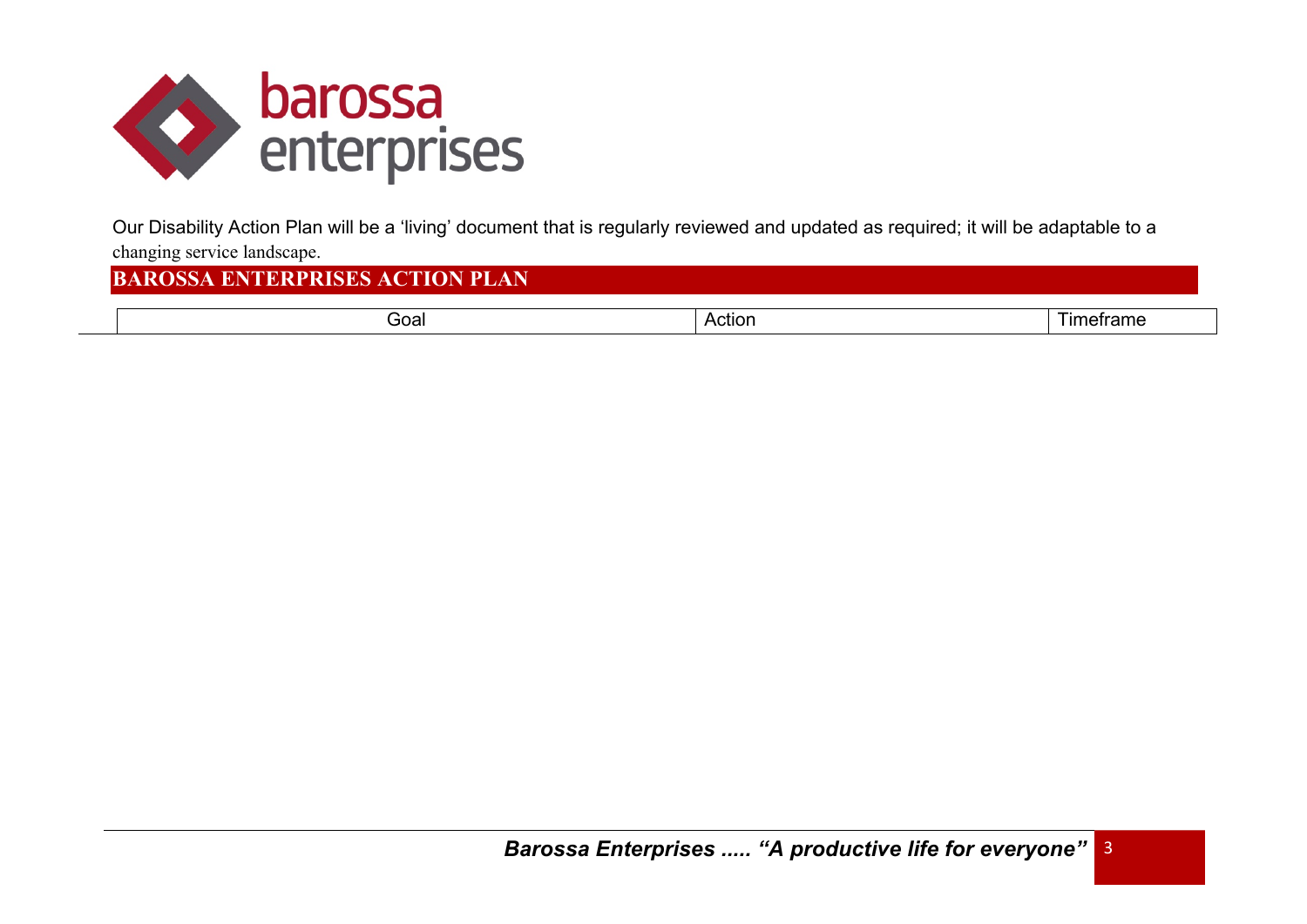Our Disability Action Plan will be a 'living' document that is regularly reviewed and updated as required; it will be adaptable to a changing service landscape.

## BAROSSA ENTERPRISES ACTION PLAN

| Goal | Action | Timeframe |
|---|---|---|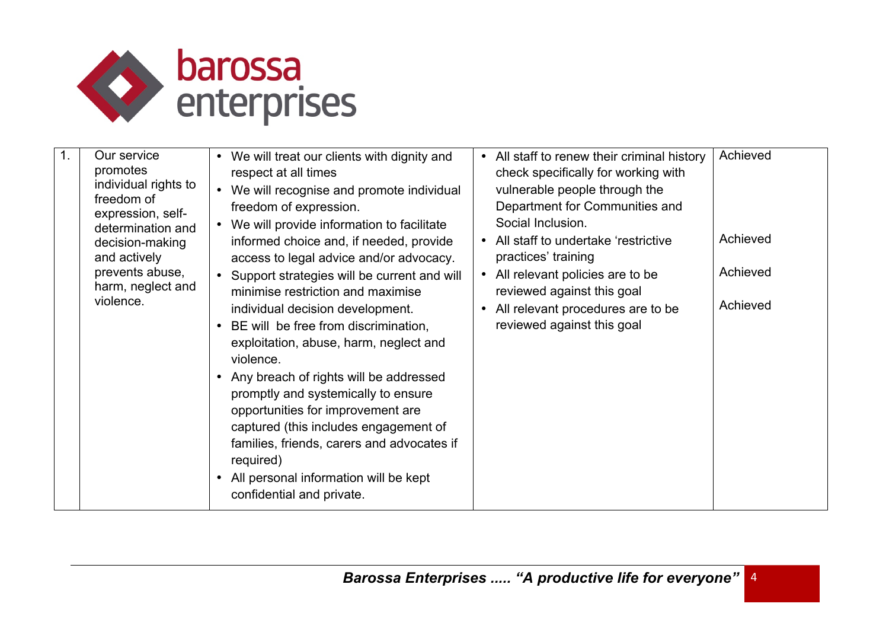| 1. | Our service promotes individual rights to freedom of expression, self-determination and decision-making and actively prevents abuse, harm, neglect and violence. | • We will treat our clients with dignity and respect at all times<br>• We will recognise and promote individual freedom of expression.<br>• We will provide information to facilitate informed choice and, if needed, provide access to legal advice and/or advocacy.<br>• Support strategies will be current and will minimise restriction and maximise individual decision development.<br>• BE will be free from discrimination, exploitation, abuse, harm, neglect and violence.<br>• Any breach of rights will be addressed promptly and systemically to ensure opportunities for improvement are captured (this includes engagement of families, friends, carers and advocates if required)<br>• All personal information will be kept confidential and private. | • All staff to renew their criminal history check specifically for working with vulnerable people through the Department for Communities and Social Inclusion.<br>• All staff to undertake 'restrictive practices' training<br>• All relevant policies are to be reviewed against this goal<br>• All relevant procedures are to be reviewed against this goal | Achieved<br><br>Achieved<br><br>Achieved<br><br>Achieved |
|---|---|---|---|---|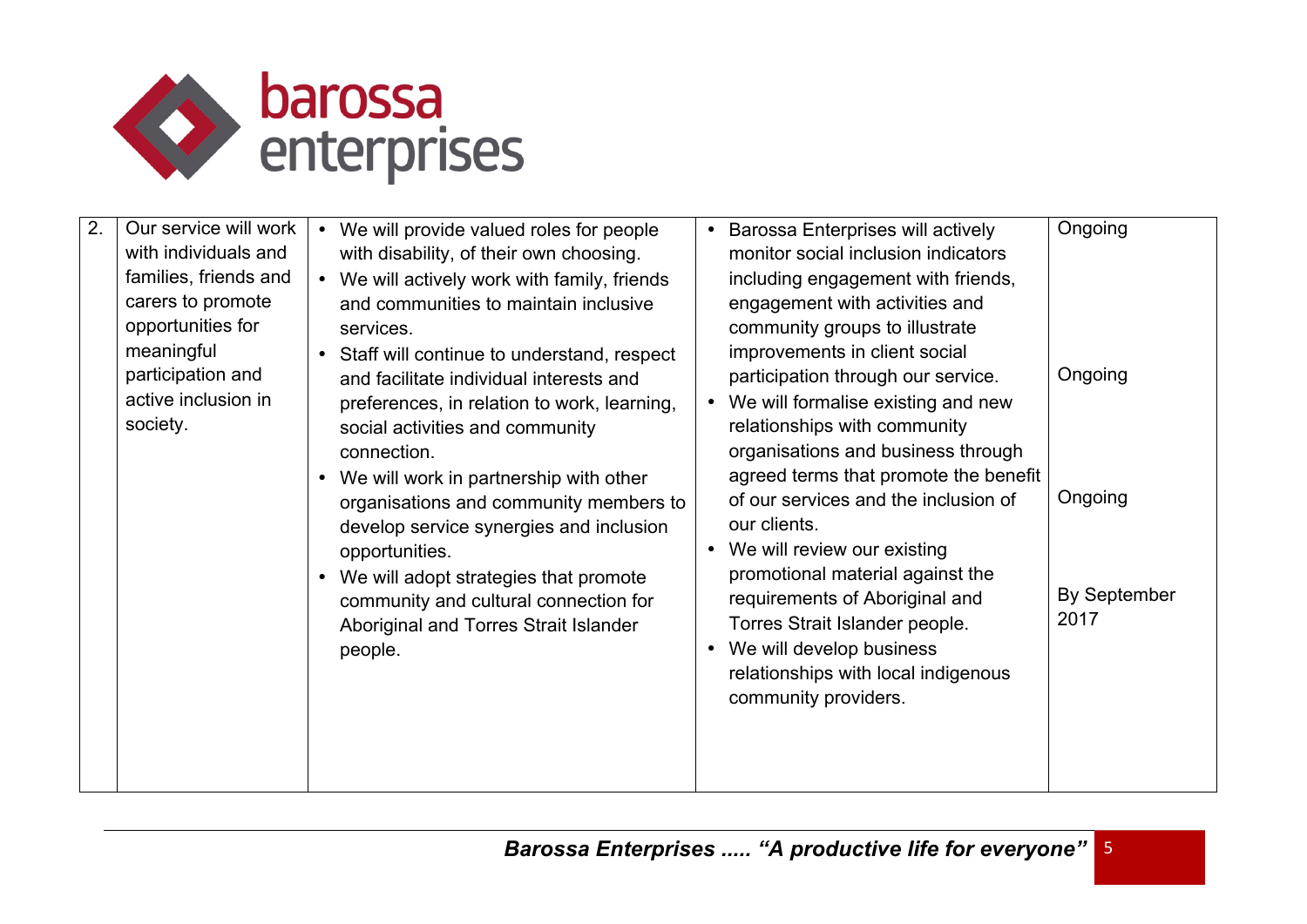| 2. | Our service will work with individuals and families, friends and carers to promote opportunities for meaningful participation and active inclusion in society. | • We will provide valued roles for people with disability, of their own choosing.<br>• We will actively work with family, friends and communities to maintain inclusive services.<br>• Staff will continue to understand, respect and facilitate individual interests and preferences, in relation to work, learning, social activities and community connection.<br>• We will work in partnership with other organisations and community members to develop service synergies and inclusion opportunities.<br>• We will adopt strategies that promote community and cultural connection for Aboriginal and Torres Strait Islander people. | • Barossa Enterprises will actively monitor social inclusion indicators including engagement with friends, engagement with activities and community groups to illustrate improvements in client social participation through our service.<br>• We will formalise existing and new relationships with community organisations and business through agreed terms that promote the benefit of our services and the inclusion of our clients.<br>• We will review our existing promotional material against the requirements of Aboriginal and Torres Strait Islander people.<br>• We will develop business relationships with local indigenous community providers. | Ongoing<br><br>Ongoing<br><br>Ongoing<br><br>By September 2017 |
|---|---|---|---|---|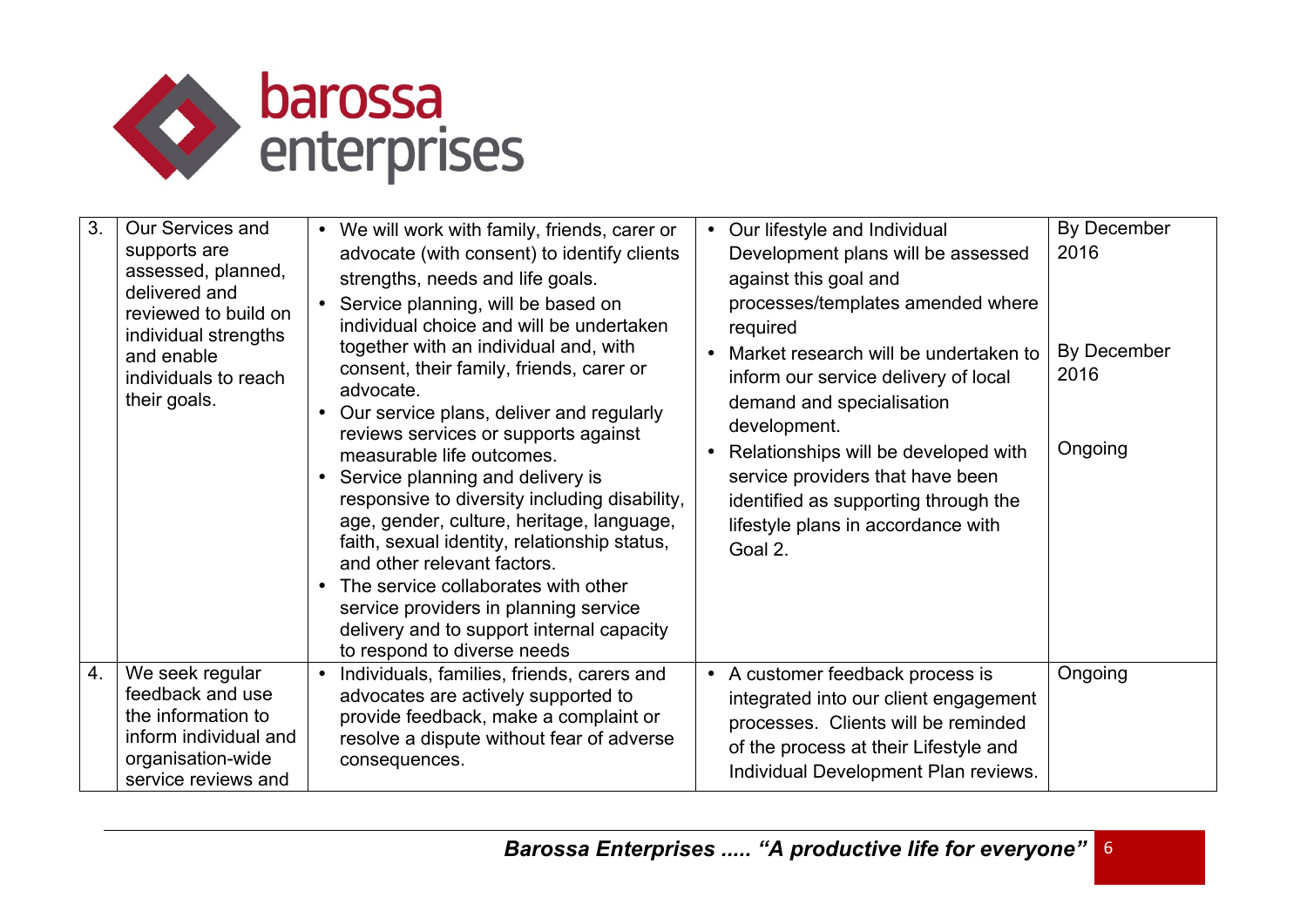| 3. | Our Services and supports are assessed, planned, delivered and reviewed to build on individual strengths and enable individuals to reach their goals. | • We will work with family, friends, carer or advocate (with consent) to identify clients strengths, needs and life goals.<br>• Service planning, will be based on individual choice and will be undertaken together with an individual and, with consent, their family, friends, carer or advocate.<br>• Our service plans, deliver and regularly reviews services or supports against measurable life outcomes.<br>• Service planning and delivery is responsive to diversity including disability, age, gender, culture, heritage, language, faith, sexual identity, relationship status, and other relevant factors.<br>• The service collaborates with other service providers in planning service delivery and to support internal capacity to respond to diverse needs | • Our lifestyle and Individual Development plans will be assessed against this goal and processes/templates amended where required<br>• Market research will be undertaken to inform our service delivery of local demand and specialisation development.<br>• Relationships will be developed with service providers that have been identified as supporting through the lifestyle plans in accordance with Goal 2. | By December 2016<br><br>By December 2016<br><br>Ongoing |
|---|---|---|---|---|
| 4. | We seek regular feedback and use the information to inform individual and organisation-wide service reviews and | • Individuals, families, friends, carers and advocates are actively supported to provide feedback, make a complaint or resolve a dispute without fear of adverse consequences. | • A customer feedback process is integrated into our client engagement processes. Clients will be reminded of the process at their Lifestyle and Individual Development Plan reviews. | Ongoing |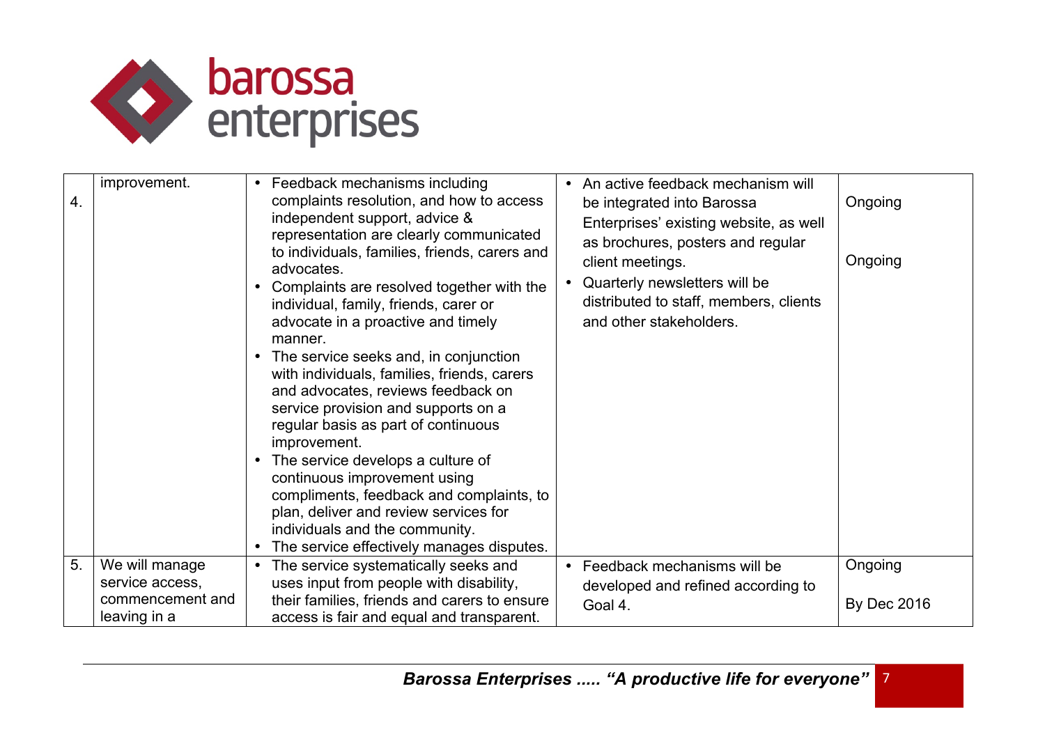| | | | | |
|---|---|---|---|---|
| 4. | improvement. | • Feedback mechanisms including complaints resolution, and how to access independent support, advice & representation are clearly communicated to individuals, families, friends, carers and advocates.<br>• Complaints are resolved together with the individual, family, friends, carer or advocate in a proactive and timely manner.<br>• The service seeks and, in conjunction with individuals, families, friends, carers and advocates, reviews feedback on service provision and supports on a regular basis as part of continuous improvement.<br>• The service develops a culture of continuous improvement using compliments, feedback and complaints, to plan, deliver and review services for individuals and the community.<br>• The service effectively manages disputes. | • An active feedback mechanism will be integrated into Barossa Enterprises' existing website, as well as brochures, posters and regular client meetings.<br>• Quarterly newsletters will be distributed to staff, members, clients and other stakeholders. | Ongoing<br><br>Ongoing |
| 5. | We will manage service access, commencement and leaving in a | • The service systematically seeks and uses input from people with disability, their families, friends and carers to ensure access is fair and equal and transparent. | • Feedback mechanisms will be developed and refined according to Goal 4. | Ongoing<br><br>By Dec 2016 |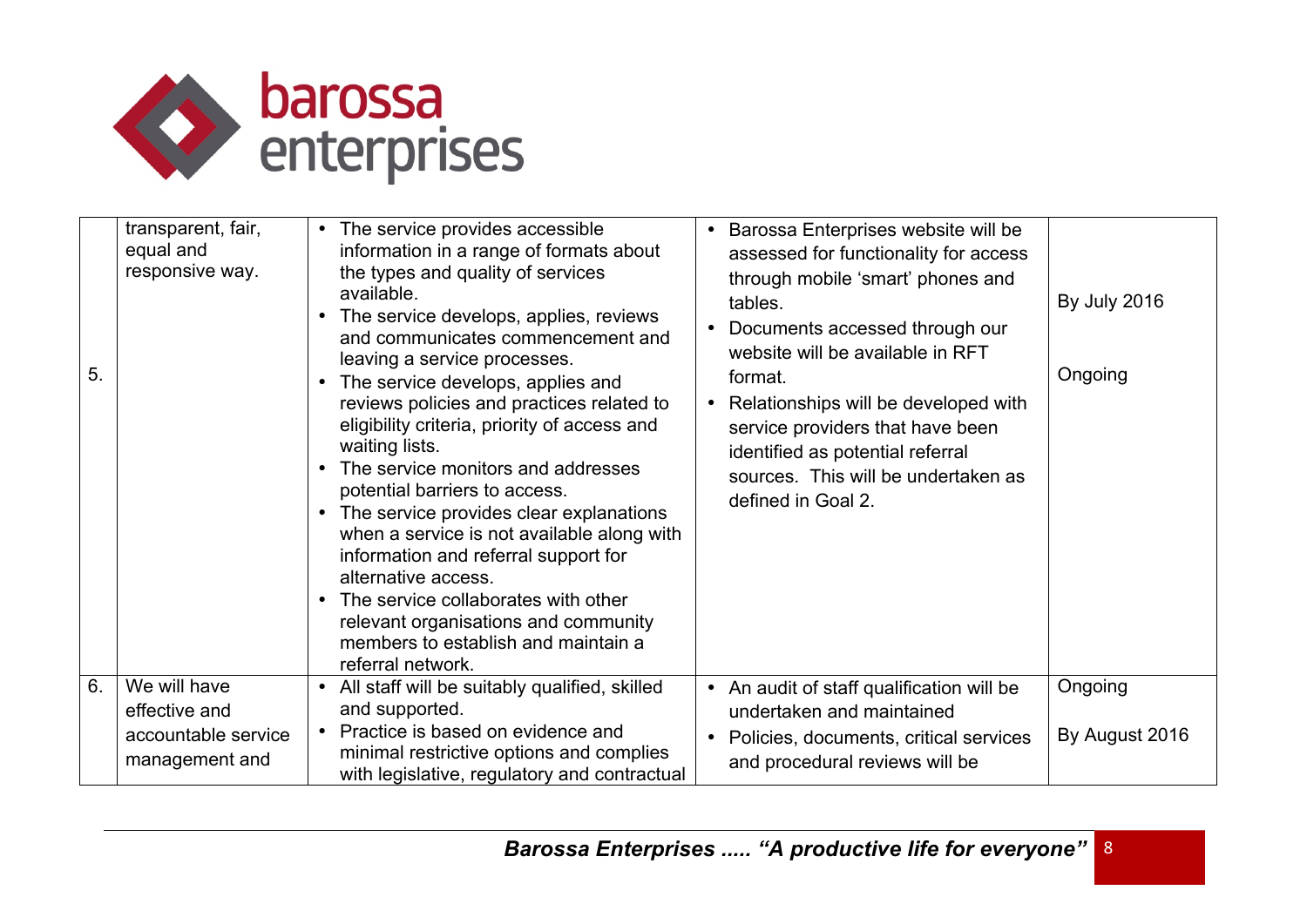| | | | | |
|---|---|---|---|---|
| 5. | transparent, fair, equal and responsive way. | • The service provides accessible information in a range of formats about the types and quality of services available.<br>• The service develops, applies, reviews and communicates commencement and leaving a service processes.<br>• The service develops, applies and reviews policies and practices related to eligibility criteria, priority of access and waiting lists.<br>• The service monitors and addresses potential barriers to access.<br>• The service provides clear explanations when a service is not available along with information and referral support for alternative access.<br>• The service collaborates with other relevant organisations and community members to establish and maintain a referral network. | • Barossa Enterprises website will be assessed for functionality for access through mobile 'smart' phones and tables.<br>• Documents accessed through our website will be available in RFT format.<br>• Relationships will be developed with service providers that have been identified as potential referral sources. This will be undertaken as defined in Goal 2. | By July 2016<br><br>Ongoing |
| 6. | We will have effective and accountable service management and | • All staff will be suitably qualified, skilled and supported.<br>• Practice is based on evidence and minimal restrictive options and complies with legislative, regulatory and contractual | • An audit of staff qualification will be undertaken and maintained<br>• Policies, documents, critical services and procedural reviews will be | Ongoing<br><br>By August 2016 |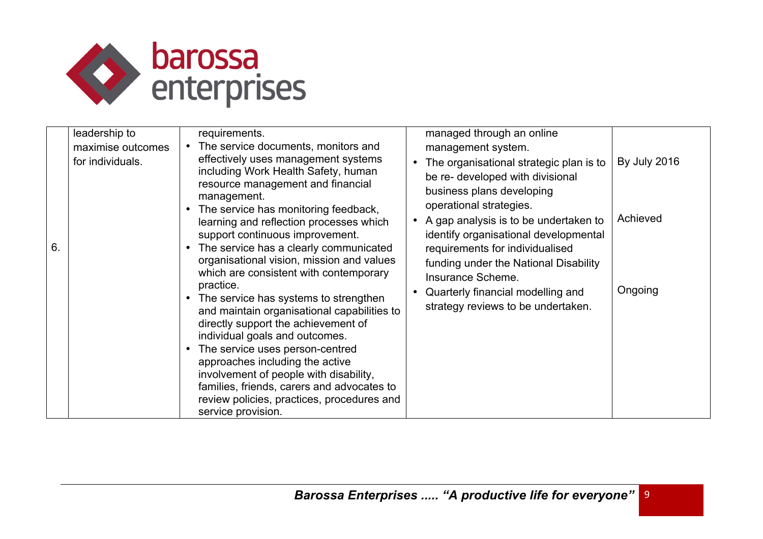| | | | | |
|---|---|---|---|---|
| 6. | leadership to maximise outcomes for individuals. | requirements.<br>• The service documents, monitors and effectively uses management systems including Work Health Safety, human resource management and financial management.<br>• The service has monitoring feedback, learning and reflection processes which support continuous improvement.<br>• The service has a clearly communicated organisational vision, mission and values which are consistent with contemporary practice.<br>• The service has systems to strengthen and maintain organisational capabilities to directly support the achievement of individual goals and outcomes.<br>• The service uses person-centred approaches including the active involvement of people with disability, families, friends, carers and advocates to review policies, practices, procedures and service provision. | managed through an online management system.<br>• The organisational strategic plan is to be re- developed with divisional business plans developing operational strategies.<br>• A gap analysis is to be undertaken to identify organisational developmental requirements for individualised funding under the National Disability Insurance Scheme.<br>• Quarterly financial modelling and strategy reviews to be undertaken. | By July 2016<br><br>Achieved<br><br>Ongoing |

***Barossa Enterprises ..... "A productive life for everyone"***